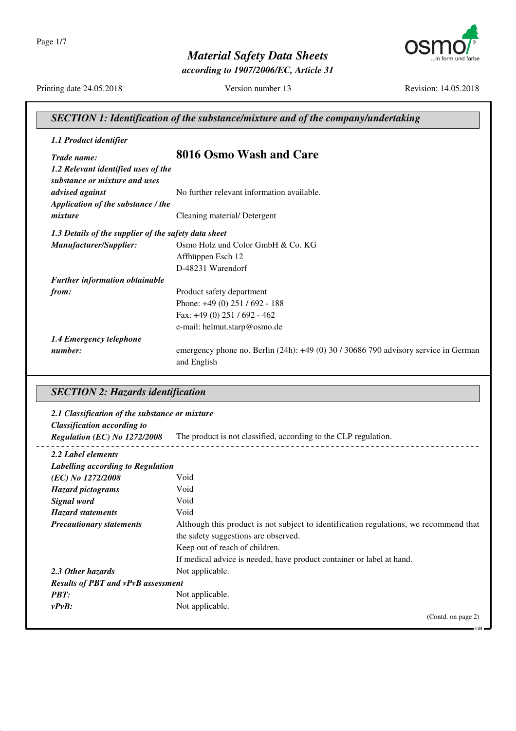# Material Safety Data Sheets

*according to 1907/2006/EC, Article 31*

Printing date 24.05.2018 | Version number 13 | Revision: 14.05.2018

## SECTION 1: Identification of the substance/mixture and of the company/undertaking

### 1.1 Product identifier

***Trade name:*** **8016 Osmo Wash and Care**

***1.2 Relevant identified uses of the substance or mixture and uses advised against*** No further relevant information available.

***Application of the substance / the mixture*** Cleaning material/ Detergent

### 1.3 Details of the supplier of the safety data sheet

***Manufacturer/Supplier:***
Osmo Holz und Color GmbH & Co. KG
Affhüppen Esch 12
D-48231 Warendorf

***Further information obtainable from:***
Product safety department
Phone: +49 (0) 251 / 692 - 188
Fax: +49 (0) 251 / 692 - 462
e-mail: helmut.starp@osmo.de

***1.4 Emergency telephone number:*** emergency phone no. Berlin (24h): +49 (0) 30 / 30686 790 advisory service in German and English

## SECTION 2: Hazards identification

### 2.1 Classification of the substance or mixture

***Classification according to Regulation (EC) No 1272/2008*** The product is not classified, according to the CLP regulation.

### 2.2 Label elements

***Labelling according to Regulation (EC) No 1272/2008*** Void

***Hazard pictograms*** Void

***Signal word*** Void

***Hazard statements*** Void

***Precautionary statements*** Although this product is not subject to identification regulations, we recommend that the safety suggestions are observed.
Keep out of reach of children.
If medical advice is needed, have product container or label at hand.

***2.3 Other hazards*** Not applicable.

***Results of PBT and vPvB assessment***

***PBT:*** Not applicable.

***vPvB:*** Not applicable.

(Contd. on page 2)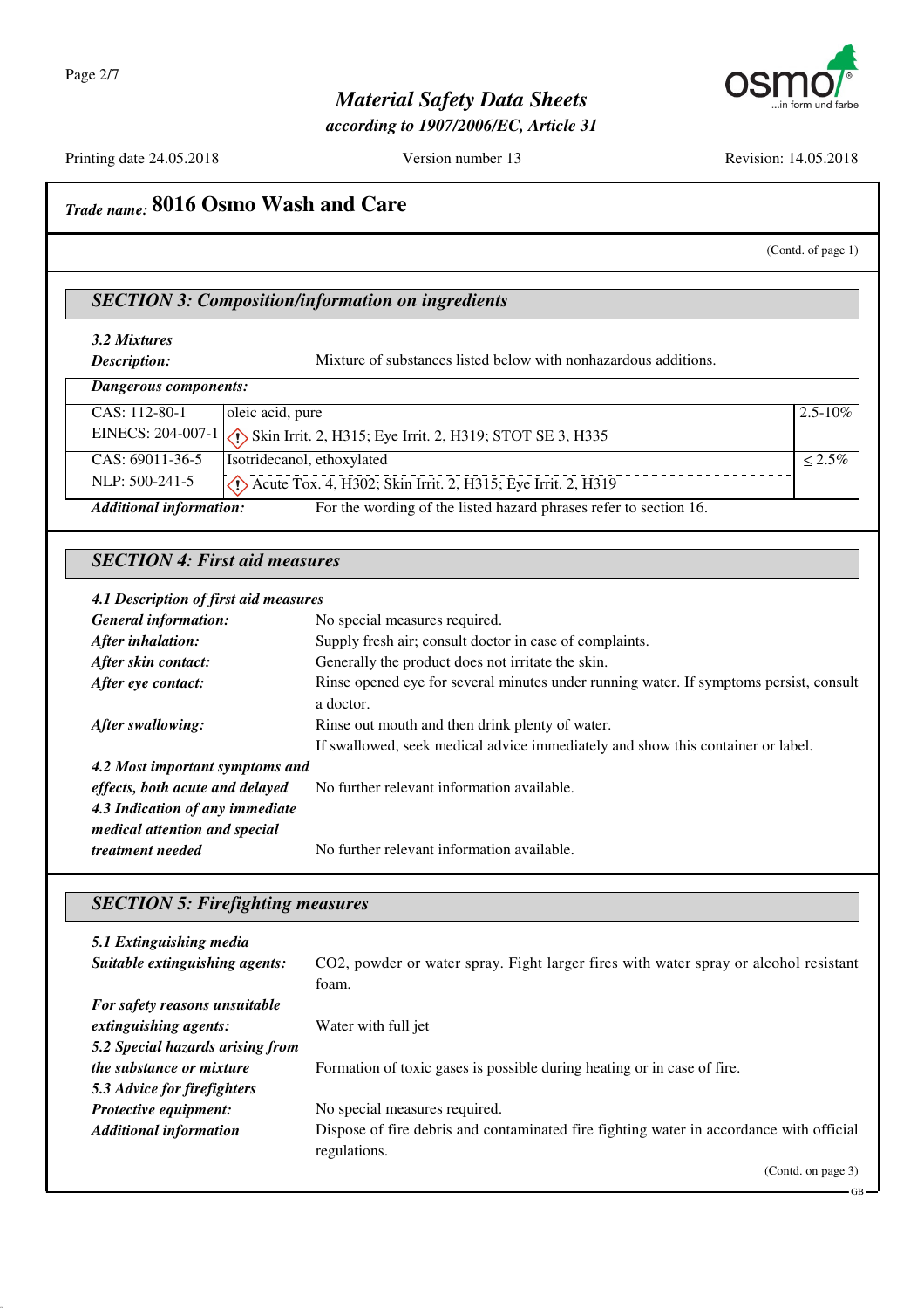# Material Safety Data Sheets
*according to 1907/2006/EC, Article 31*

Printing date 24.05.2018 | Version number 13 | Revision: 14.05.2018

*Trade name:* **8016 Osmo Wash and Care**

(Contd. of page 1)

## SECTION 3: Composition/information on ingredients

***3.2 Mixtures***

***Description:*** Mixture of substances listed below with nonhazardous additions.

***Dangerous components:***

| | | |
|---|---|---|
| CAS: 112-80-1<br>EINECS: 204-007-1 | oleic acid, pure<br>Skin Irrit. 2, H315; Eye Irrit. 2, H319; STOT SE 3, H335 | 2.5-10% |
| CAS: 69011-36-5<br>NLP: 500-241-5 | Isotridecanol, ethoxylated<br>Acute Tox. 4, H302; Skin Irrit. 2, H315; Eye Irrit. 2, H319 | ≤ 2.5% |

***Additional information:*** For the wording of the listed hazard phrases refer to section 16.

## SECTION 4: First aid measures

***4.1 Description of first aid measures***

***General information:*** No special measures required.

***After inhalation:*** Supply fresh air; consult doctor in case of complaints.

***After skin contact:*** Generally the product does not irritate the skin.

***After eye contact:*** Rinse opened eye for several minutes under running water. If symptoms persist, consult a doctor.

***After swallowing:*** Rinse out mouth and then drink plenty of water.
If swallowed, seek medical advice immediately and show this container or label.

***4.2 Most important symptoms and effects, both acute and delayed*** No further relevant information available.

***4.3 Indication of any immediate medical attention and special treatment needed*** No further relevant information available.

## SECTION 5: Firefighting measures

***5.1 Extinguishing media***

***Suitable extinguishing agents:*** $CO_2$, powder or water spray. Fight larger fires with water spray or alcohol resistant foam.

***For safety reasons unsuitable extinguishing agents:*** Water with full jet

***5.2 Special hazards arising from the substance or mixture*** Formation of toxic gases is possible during heating or in case of fire.

***5.3 Advice for firefighters***

***Protective equipment:*** No special measures required.

***Additional information*** Dispose of fire debris and contaminated fire fighting water in accordance with official regulations.

(Contd. on page 3)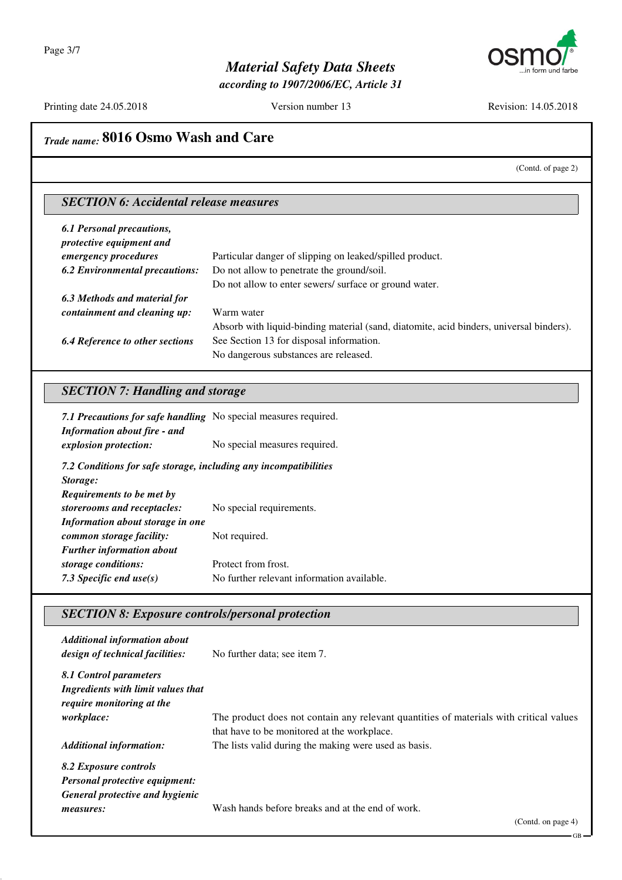*Trade name:* **8016 Osmo Wash and Care**

(Contd. of page 2)

## SECTION 6: Accidental release measures

***6.1 Personal precautions, protective equipment and emergency procedures*** Particular danger of slipping on leaked/spilled product.

***6.2 Environmental precautions:*** Do not allow to penetrate the ground/soil.
Do not allow to enter sewers/ surface or ground water.

***6.3 Methods and material for containment and cleaning up:*** Warm water
Absorb with liquid-binding material (sand, diatomite, acid binders, universal binders).

***6.4 Reference to other sections*** See Section 13 for disposal information.
No dangerous substances are released.

## SECTION 7: Handling and storage

***7.1 Precautions for safe handling*** No special measures required.

***Information about fire - and explosion protection:*** No special measures required.

***7.2 Conditions for safe storage, including any incompatibilities***

***Storage:***

***Requirements to be met by storerooms and receptacles:*** No special requirements.

***Information about storage in one common storage facility:*** Not required.

***Further information about storage conditions:*** Protect from frost.

***7.3 Specific end use(s)*** No further relevant information available.

## SECTION 8: Exposure controls/personal protection

***Additional information about design of technical facilities:*** No further data; see item 7.

***8.1 Control parameters***

***Ingredients with limit values that require monitoring at the workplace:*** The product does not contain any relevant quantities of materials with critical values that have to be monitored at the workplace.

***Additional information:*** The lists valid during the making were used as basis.

***8.2 Exposure controls***

***Personal protective equipment:***

***General protective and hygienic measures:*** Wash hands before breaks and at the end of work.

(Contd. on page 4)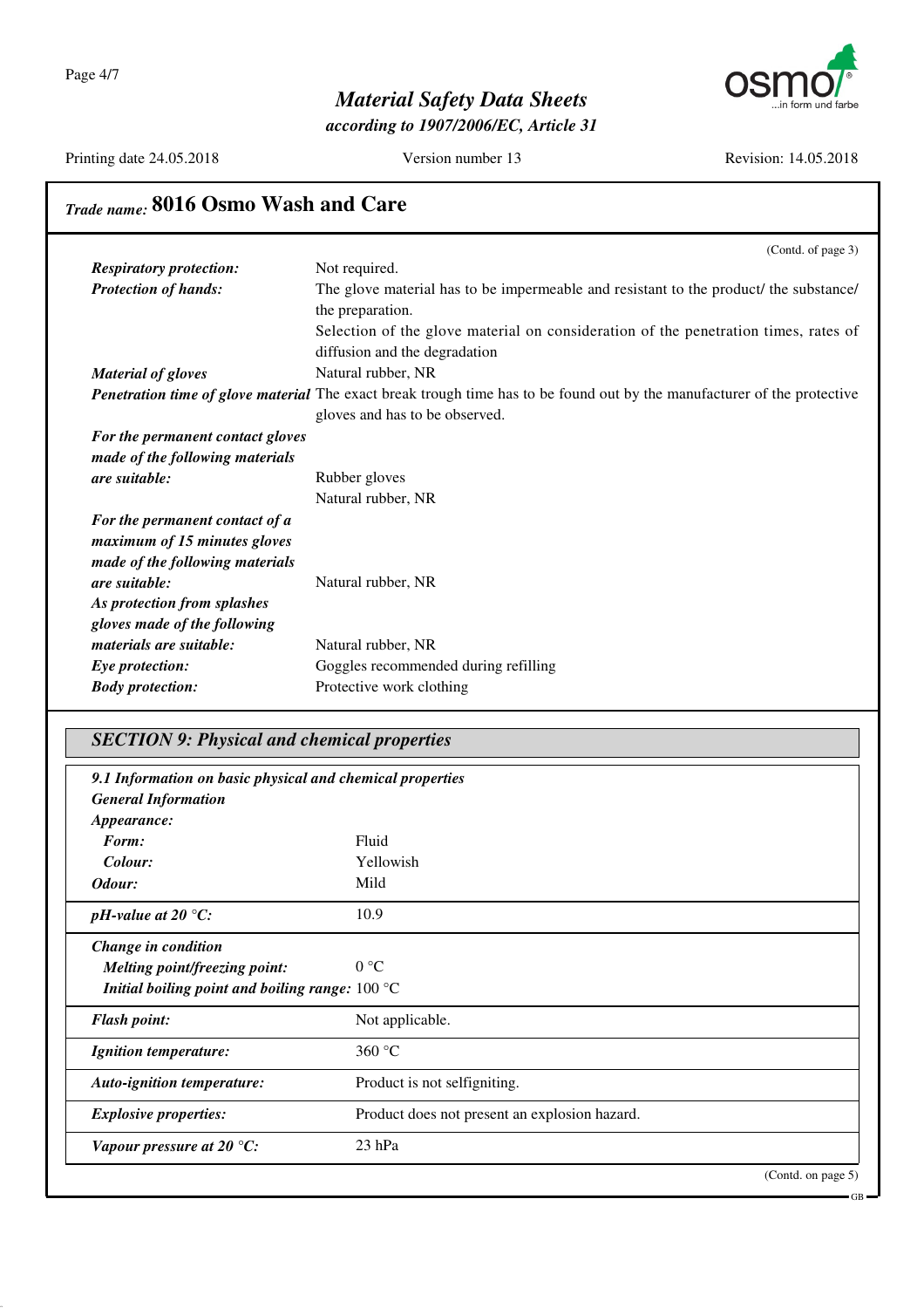# Trade name: 8016 Osmo Wash and Care

(Contd. of page 3)

| | |
|---|---|
| ***Respiratory protection:*** | Not required. |
| ***Protection of hands:*** | The glove material has to be impermeable and resistant to the product/ the substance/ the preparation. |
| | Selection of the glove material on consideration of the penetration times, rates of diffusion and the degradation |
| ***Material of gloves*** | Natural rubber, NR |
| ***Penetration time of glove material*** | The exact break trough time has to be found out by the manufacturer of the protective gloves and has to be observed. |
| ***For the permanent contact gloves made of the following materials are suitable:*** | Rubber gloves<br>Natural rubber, NR |
| ***For the permanent contact of a maximum of 15 minutes gloves made of the following materials are suitable:*** | Natural rubber, NR |
| ***As protection from splashes gloves made of the following materials are suitable:*** | Natural rubber, NR |
| ***Eye protection:*** | Goggles recommended during refilling |
| ***Body protection:*** | Protective work clothing |

## SECTION 9: Physical and chemical properties

***9.1 Information on basic physical and chemical properties***

***General Information***

| | |
|---|---|
| ***Appearance:*** | |
| ***Form:*** | Fluid |
| ***Colour:*** | Yellowish |
| ***Odour:*** | Mild |
| ***pH-value at 20 °C:*** | 10.9 |
| ***Change in condition*** | |
| ***Melting point/freezing point:*** | 0 °C |
| ***Initial boiling point and boiling range:*** | 100 °C |
| ***Flash point:*** | Not applicable. |
| ***Ignition temperature:*** | 360 °C |
| ***Auto-ignition temperature:*** | Product is not selfigniting. |
| ***Explosive properties:*** | Product does not present an explosion hazard. |
| ***Vapour pressure at 20 °C:*** | 23 hPa |

(Contd. on page 5)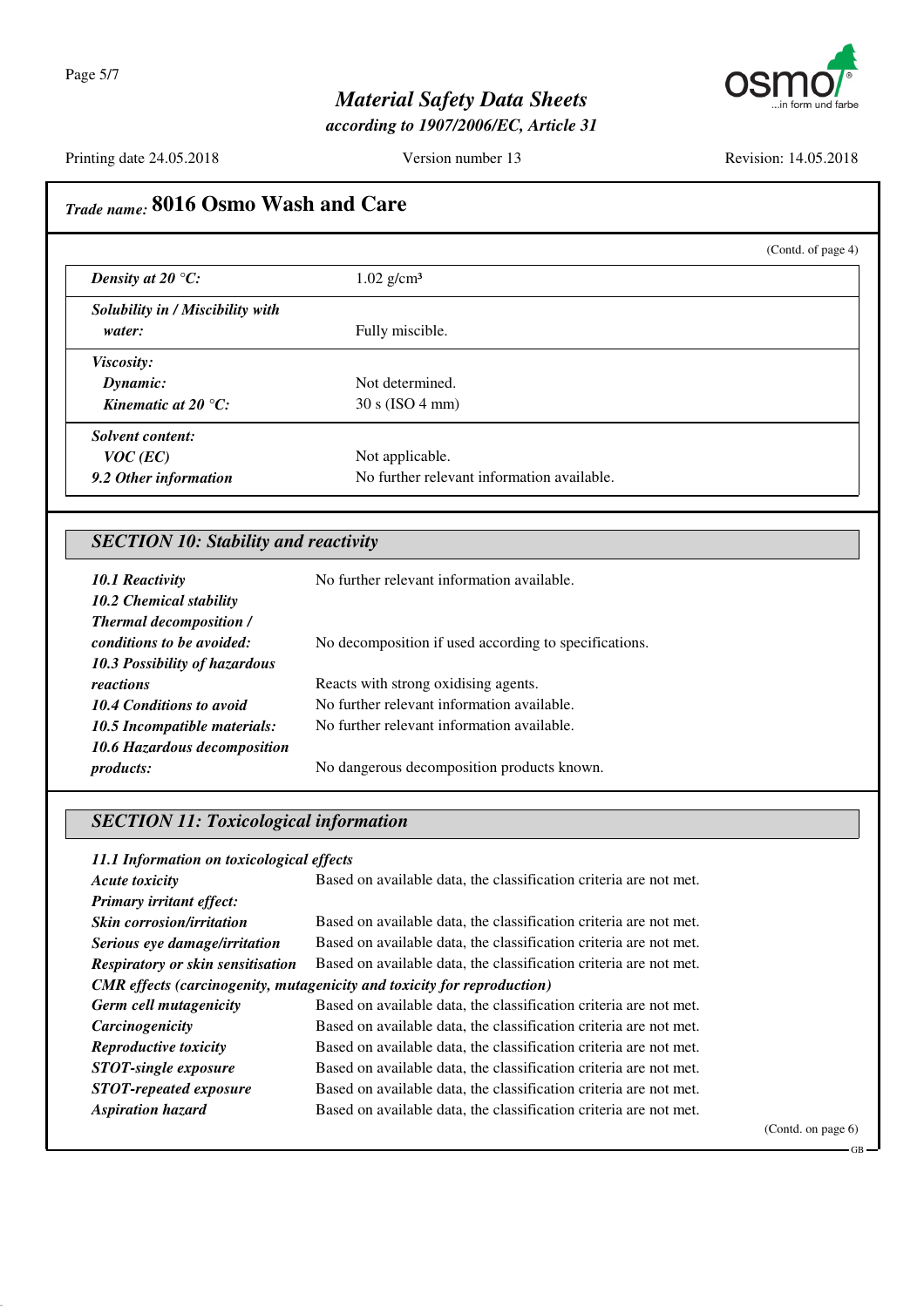## Trade name: 8016 Osmo Wash and Care

(Contd. of page 4)

| | |
|---|---|
| ***Density at 20 °C:*** | 1.02 g/cm³ |
| ***Solubility in / Miscibility with water:*** | Fully miscible. |
| ***Viscosity:*** | |
| ***Dynamic:*** | Not determined. |
| ***Kinematic at 20 °C:*** | 30 s (ISO 4 mm) |
| ***Solvent content:*** | |
| ***VOC (EC)*** | Not applicable. |
| ***9.2 Other information*** | No further relevant information available. |

## SECTION 10: Stability and reactivity

| | |
|---|---|
| ***10.1 Reactivity*** | No further relevant information available. |
| ***10.2 Chemical stability*** | |
| ***Thermal decomposition / conditions to be avoided:*** | No decomposition if used according to specifications. |
| ***10.3 Possibility of hazardous reactions*** | Reacts with strong oxidising agents. |
| ***10.4 Conditions to avoid*** | No further relevant information available. |
| ***10.5 Incompatible materials:*** | No further relevant information available. |
| ***10.6 Hazardous decomposition products:*** | No dangerous decomposition products known. |

## SECTION 11: Toxicological information

***11.1 Information on toxicological effects***

| | |
|---|---|
| ***Acute toxicity*** | Based on available data, the classification criteria are not met. |
| ***Primary irritant effect:*** | |
| ***Skin corrosion/irritation*** | Based on available data, the classification criteria are not met. |
| ***Serious eye damage/irritation*** | Based on available data, the classification criteria are not met. |
| ***Respiratory or skin sensitisation*** | Based on available data, the classification criteria are not met. |

***CMR effects (carcinogenity, mutagenicity and toxicity for reproduction)***

| | |
|---|---|
| ***Germ cell mutagenicity*** | Based on available data, the classification criteria are not met. |
| ***Carcinogenicity*** | Based on available data, the classification criteria are not met. |
| ***Reproductive toxicity*** | Based on available data, the classification criteria are not met. |
| ***STOT-single exposure*** | Based on available data, the classification criteria are not met. |
| ***STOT-repeated exposure*** | Based on available data, the classification criteria are not met. |
| ***Aspiration hazard*** | Based on available data, the classification criteria are not met. |

(Contd. on page 6)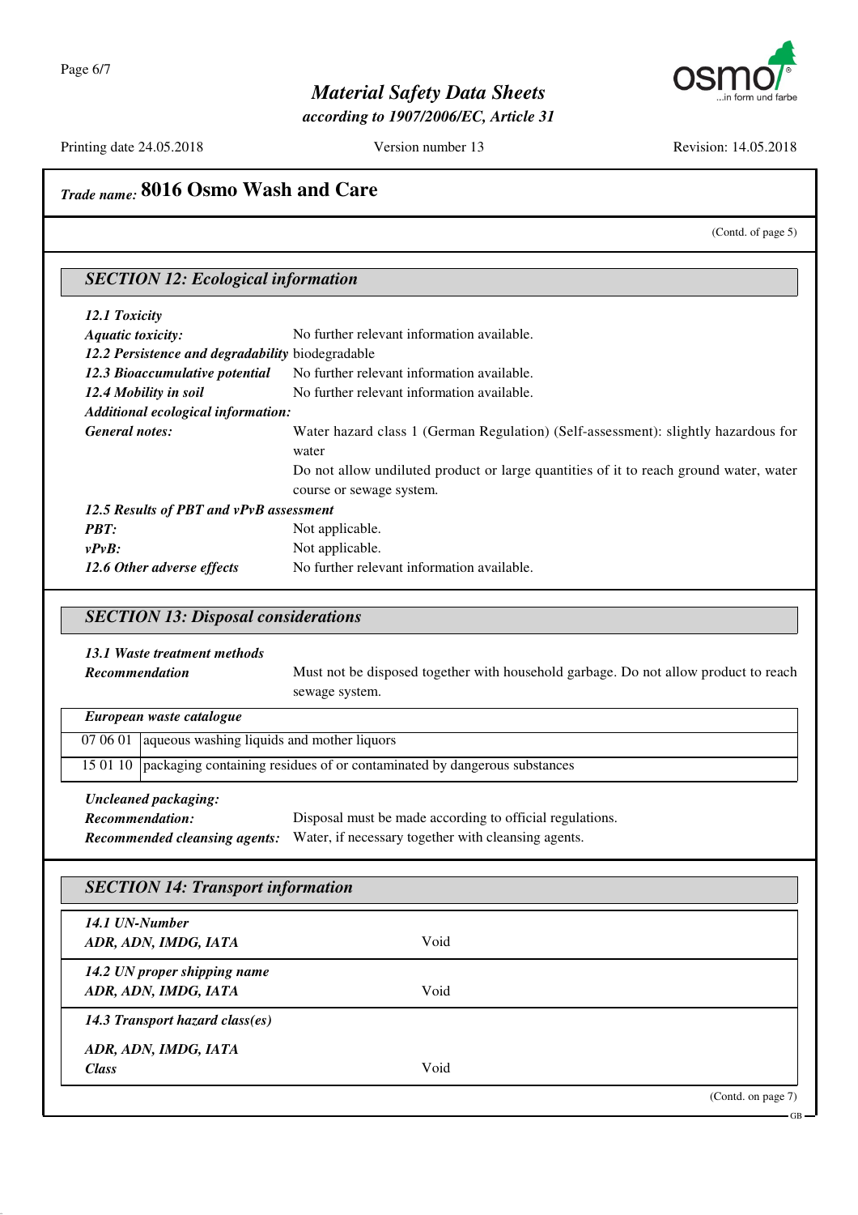## Trade name: 8016 Osmo Wash and Care

(Contd. of page 5)

### SECTION 12: Ecological information

***12.1 Toxicity***

***Aquatic toxicity:*** No further relevant information available.

***12.2 Persistence and degradability*** biodegradable

***12.3 Bioaccumulative potential*** No further relevant information available.

***12.4 Mobility in soil*** No further relevant information available.

***Additional ecological information:***

***General notes:*** Water hazard class 1 (German Regulation) (Self-assessment): slightly hazardous for water

Do not allow undiluted product or large quantities of it to reach ground water, water course or sewage system.

***12.5 Results of PBT and vPvB assessment***

***PBT:*** Not applicable.

***vPvB:*** Not applicable.

***12.6 Other adverse effects*** No further relevant information available.

### SECTION 13: Disposal considerations

***13.1 Waste treatment methods***

***Recommendation*** Must not be disposed together with household garbage. Do not allow product to reach sewage system.

| *European waste catalogue* | |
|---|---|
| 07 06 01 | aqueous washing liquids and mother liquors |
| 15 01 10 | packaging containing residues of or contaminated by dangerous substances |

***Uncleaned packaging:***

***Recommendation:*** Disposal must be made according to official regulations.

***Recommended cleansing agents:*** Water, if necessary together with cleansing agents.

### SECTION 14: Transport information

| | |
|---|---|
| ***14.1 UN-Number*** | |
| ***ADR, ADN, IMDG, IATA*** | Void |
| ***14.2 UN proper shipping name*** | |
| ***ADR, ADN, IMDG, IATA*** | Void |
| ***14.3 Transport hazard class(es)*** | |
| ***ADR, ADN, IMDG, IATA*** | |
| ***Class*** | Void |

(Contd. on page 7)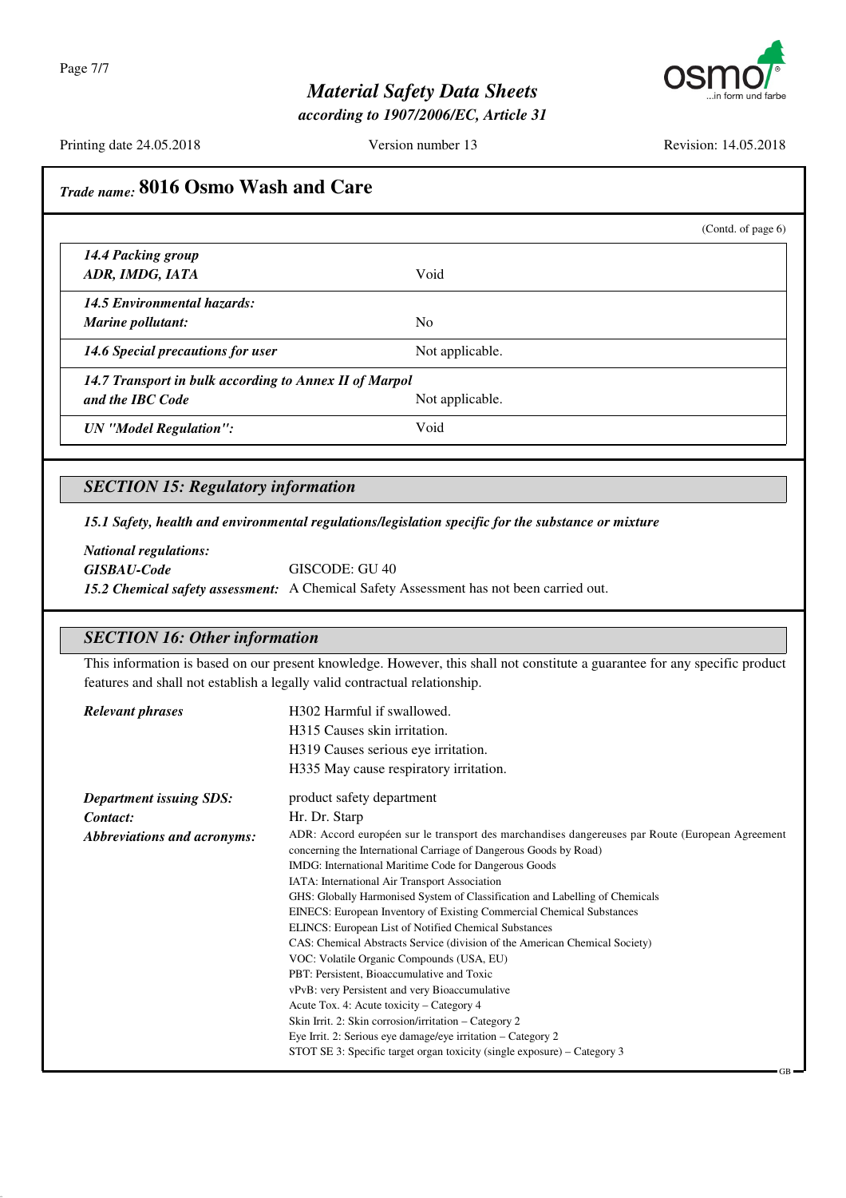## Trade name: 8016 Osmo Wash and Care

(Contd. of page 6)

| | |
|---|---|
| ***14.4 Packing group*** ***ADR, IMDG, IATA*** | Void |
| ***14.5 Environmental hazards:*** ***Marine pollutant:*** | No |
| ***14.6 Special precautions for user*** | Not applicable. |
| ***14.7 Transport in bulk according to Annex II of Marpol and the IBC Code*** | Not applicable. |
| ***UN "Model Regulation":*** | Void |

### SECTION 15: Regulatory information

***15.1 Safety, health and environmental regulations/legislation specific for the substance or mixture***

***National regulations:***

***GISBAU-Code*** GISCODE: GU 40

***15.2 Chemical safety assessment:*** A Chemical Safety Assessment has not been carried out.

### SECTION 16: Other information

This information is based on our present knowledge. However, this shall not constitute a guarantee for any specific product features and shall not establish a legally valid contractual relationship.

***Relevant phrases***

H302 Harmful if swallowed.
H315 Causes skin irritation.
H319 Causes serious eye irritation.
H335 May cause respiratory irritation.

***Department issuing SDS:*** product safety department

***Contact:*** Hr. Dr. Starp

***Abbreviations and acronyms:***

ADR: Accord européen sur le transport des marchandises dangereuses par Route (European Agreement concerning the International Carriage of Dangerous Goods by Road)
IMDG: International Maritime Code for Dangerous Goods
IATA: International Air Transport Association
GHS: Globally Harmonised System of Classification and Labelling of Chemicals
EINECS: European Inventory of Existing Commercial Chemical Substances
ELINCS: European List of Notified Chemical Substances
CAS: Chemical Abstracts Service (division of the American Chemical Society)
VOC: Volatile Organic Compounds (USA, EU)
PBT: Persistent, Bioaccumulative and Toxic
vPvB: very Persistent and very Bioaccumulative
Acute Tox. 4: Acute toxicity – Category 4
Skin Irrit. 2: Skin corrosion/irritation – Category 2
Eye Irrit. 2: Serious eye damage/eye irritation – Category 2
STOT SE 3: Specific target organ toxicity (single exposure) – Category 3